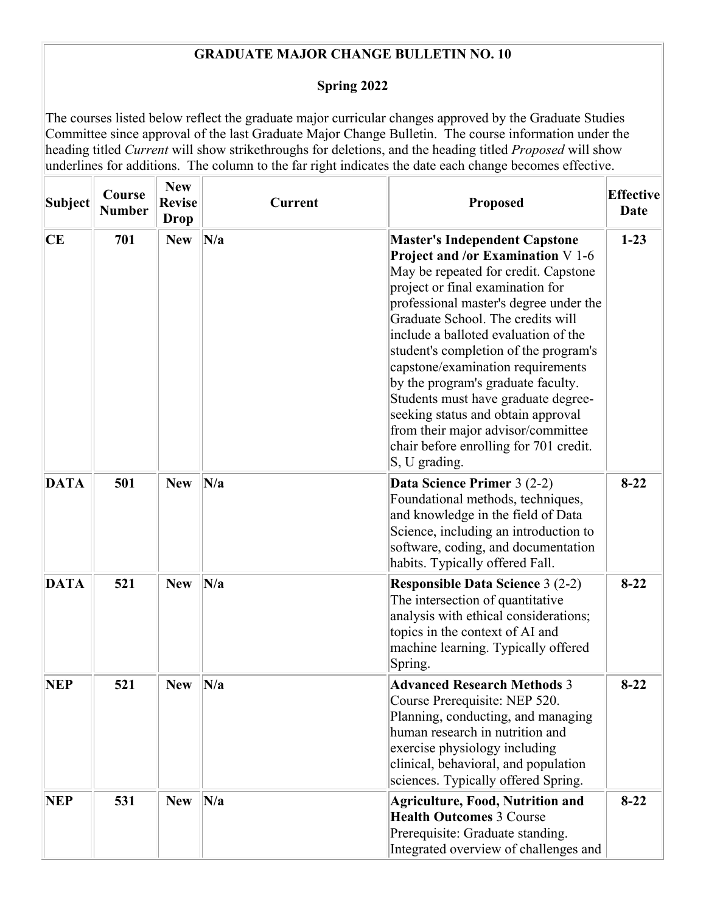# GRADUATE MAJOR CHANGE BULLETIN NO. 10

## Spring 2022

The courses listed below reflect the graduate major curricular changes approved by the Graduate Studies Committee since approval of the last Graduate Major Change Bulletin. The course information under the heading titled *Current* will show strikethroughs for deletions, and the heading titled *Proposed* will show underlines for additions. The column to the far right indicates the date each change becomes effective.

| Subject | Course Number | New Revise Drop | Current | Proposed | Effective Date |
|---|---|---|---|---|---|
| **CE** | **701** | **New** | **N/a** | **Master's Independent Capstone Project and /or Examination** V 1-6 May be repeated for credit. Capstone project or final examination for professional master's degree under the Graduate School. The credits will include a balloted evaluation of the student's completion of the program's capstone/examination requirements by the program's graduate faculty. Students must have graduate degree-seeking status and obtain approval from their major advisor/committee chair before enrolling for 701 credit. S, U grading. | **1-23** |
| **DATA** | **501** | **New** | **N/a** | **Data Science Primer** 3 (2-2) Foundational methods, techniques, and knowledge in the field of Data Science, including an introduction to software, coding, and documentation habits. Typically offered Fall. | **8-22** |
| **DATA** | **521** | **New** | **N/a** | **Responsible Data Science** 3 (2-2) The intersection of quantitative analysis with ethical considerations; topics in the context of AI and machine learning. Typically offered Spring. | **8-22** |
| **NEP** | **521** | **New** | **N/a** | **Advanced Research Methods** 3 Course Prerequisite: NEP 520. Planning, conducting, and managing human research in nutrition and exercise physiology including clinical, behavioral, and population sciences. Typically offered Spring. | **8-22** |
| **NEP** | **531** | **New** | **N/a** | **Agriculture, Food, Nutrition and Health Outcomes** 3 Course Prerequisite: Graduate standing. Integrated overview of challenges and | **8-22** |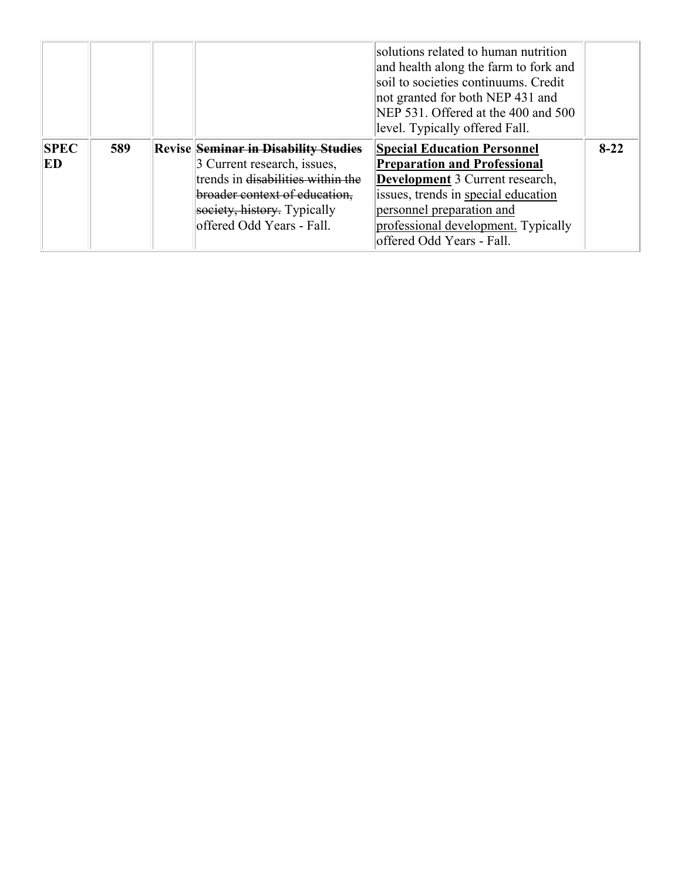| | | | | | |
|---|---|---|---|---|---|
| | | | | solutions related to human nutrition and health along the farm to fork and soil to societies continuums. Credit not granted for both NEP 431 and NEP 531. Offered at the 400 and 500 level. Typically offered Fall. | |
| **SPEC ED** | **589** | **Revise** | ~~**Seminar in Disability Studies**~~ 3 Current research, issues, trends in ~~disabilities within the broader context of education, society, history.~~ Typically offered Odd Years - Fall. | **Special Education Personnel Preparation and Professional Development** 3 Current research, issues, trends in special education personnel preparation and professional development. Typically offered Odd Years - Fall. | **8-22** |